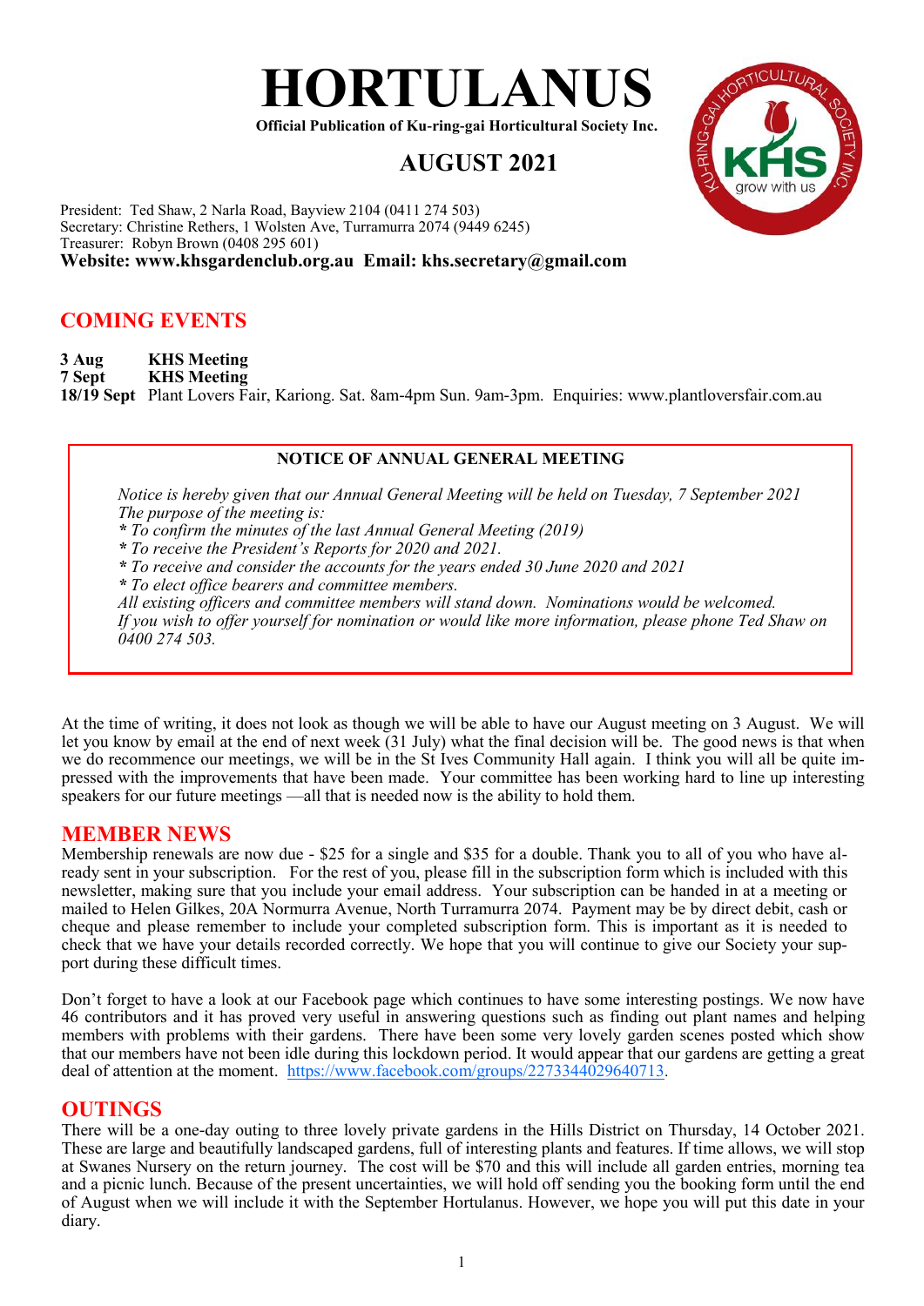# HORTULANUS

**Official Publication of Ku-ring-gai Horticultural Society Inc.**

## AUGUST 2021

President: Ted Shaw, 2 Narla Road, Bayview 2104 (0411 274 503)
Secretary: Christine Rethers, 1 Wolsten Ave, Turramurra 2074 (9449 6245)
Treasurer: Robyn Brown (0408 295 601)
**Website: www.khsgardenclub.org.au Email: khs.secretary@gmail.com**

## COMING EVENTS

**3 Aug** **KHS Meeting**
**7 Sept** **KHS Meeting**
**18/19 Sept** Plant Lovers Fair, Kariong. Sat. 8am-4pm Sun. 9am-3pm. Enquiries: www.plantloversfair.com.au

**NOTICE OF ANNUAL GENERAL MEETING**

*Notice is hereby given that our Annual General Meeting will be held on Tuesday, 7 September 2021*
*The purpose of the meeting is:*
*\* To confirm the minutes of the last Annual General Meeting (2019)*
*\* To receive the President's Reports for 2020 and 2021.*
*\* To receive and consider the accounts for the years ended 30 June 2020 and 2021*
*\* To elect office bearers and committee members.*
*All existing officers and committee members will stand down. Nominations would be welcomed.*
*If you wish to offer yourself for nomination or would like more information, please phone Ted Shaw on 0400 274 503.*

At the time of writing, it does not look as though we will be able to have our August meeting on 3 August. We will let you know by email at the end of next week (31 July) what the final decision will be. The good news is that when we do recommence our meetings, we will be in the St Ives Community Hall again. I think you will all be quite impressed with the improvements that have been made. Your committee has been working hard to line up interesting speakers for our future meetings —all that is needed now is the ability to hold them.

## MEMBER NEWS

Membership renewals are now due - $25 for a single and $35 for a double. Thank you to all of you who have already sent in your subscription. For the rest of you, please fill in the subscription form which is included with this newsletter, making sure that you include your email address. Your subscription can be handed in at a meeting or mailed to Helen Gilkes, 20A Normurra Avenue, North Turramurra 2074. Payment may be by direct debit, cash or cheque and please remember to include your completed subscription form. This is important as it is needed to check that we have your details recorded correctly. We hope that you will continue to give our Society your support during these difficult times.

Don't forget to have a look at our Facebook page which continues to have some interesting postings. We now have 46 contributors and it has proved very useful in answering questions such as finding out plant names and helping members with problems with their gardens. There have been some very lovely garden scenes posted which show that our members have not been idle during this lockdown period. It would appear that our gardens are getting a great deal of attention at the moment. https://www.facebook.com/groups/2273344029640713.

## OUTINGS

There will be a one-day outing to three lovely private gardens in the Hills District on Thursday, 14 October 2021. These are large and beautifully landscaped gardens, full of interesting plants and features. If time allows, we will stop at Swanes Nursery on the return journey. The cost will be $70 and this will include all garden entries, morning tea and a picnic lunch. Because of the present uncertainties, we will hold off sending you the booking form until the end of August when we will include it with the September Hortulanus. However, we hope you will put this date in your diary.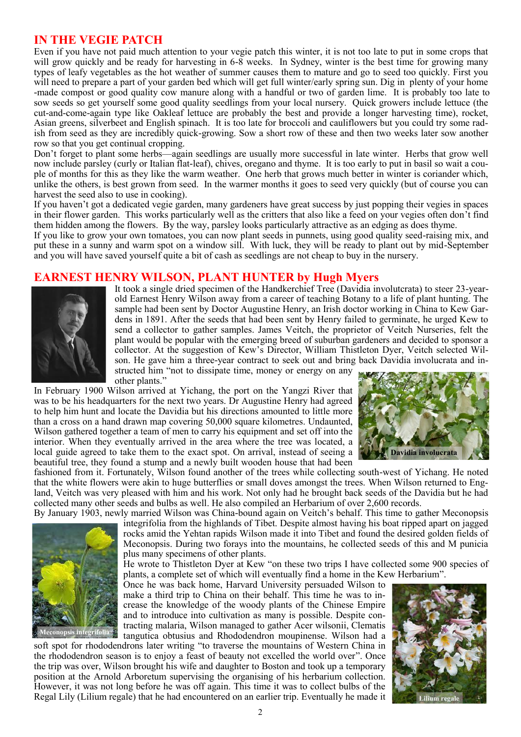## IN THE VEGIE PATCH

Even if you have not paid much attention to your vegie patch this winter, it is not too late to put in some crops that will grow quickly and be ready for harvesting in 6-8 weeks. In Sydney, winter is the best time for growing many types of leafy vegetables as the hot weather of summer causes them to mature and go to seed too quickly. First you will need to prepare a part of your garden bed which will get full winter/early spring sun. Dig in plenty of your home-made compost or good quality cow manure along with a handful or two of garden lime. It is probably too late to sow seeds so get yourself some good quality seedlings from your local nursery. Quick growers include lettuce (the cut-and-come-again type like Oakleaf lettuce are probably the best and provide a longer harvesting time), rocket, Asian greens, silverbeet and English spinach. It is too late for broccoli and cauliflowers but you could try some radish from seed as they are incredibly quick-growing. Sow a short row of these and then two weeks later sow another row so that you get continual cropping.

Don't forget to plant some herbs—again seedlings are usually more successful in late winter. Herbs that grow well now include parsley (curly or Italian flat-leaf), chives, oregano and thyme. It is too early to put in basil so wait a couple of months for this as they like the warm weather. One herb that grows much better in winter is coriander which, unlike the others, is best grown from seed. In the warmer months it goes to seed very quickly (but of course you can harvest the seed also to use in cooking).

If you haven't got a dedicated vegie garden, many gardeners have great success by just popping their vegies in spaces in their flower garden. This works particularly well as the critters that also like a feed on your vegies often don't find them hidden among the flowers. By the way, parsley looks particularly attractive as an edging as does thyme.

If you like to grow your own tomatoes, you can now plant seeds in punnets, using good quality seed-raising mix, and put these in a sunny and warm spot on a window sill. With luck, they will be ready to plant out by mid-September and you will have saved yourself quite a bit of cash as seedlings are not cheap to buy in the nursery.

## EARNEST HENRY WILSON, PLANT HUNTER by Hugh Myers

It took a single dried specimen of the Handkerchief Tree (Davidia involutcrata) to steer 23-year-old Earnest Henry Wilson away from a career of teaching Botany to a life of plant hunting. The sample had been sent by Doctor Augustine Henry, an Irish doctor working in China to Kew Gardens in 1891. After the seeds that had been sent by Henry failed to germinate, he urged Kew to send a collector to gather samples. James Veitch, the proprietor of Veitch Nurseries, felt the plant would be popular with the emerging breed of suburban gardeners and decided to sponsor a collector. At the suggestion of Kew's Director, William Thistleton Dyer, Veitch selected Wilson. He gave him a three-year contract to seek out and bring back Davidia involucrata and instructed him "not to dissipate time, money or energy on any other plants."

In February 1900 Wilson arrived at Yichang, the port on the Yangzi River that was to be his headquarters for the next two years. Dr Augustine Henry had agreed to help him hunt and locate the Davidia but his directions amounted to little more than a cross on a hand drawn map covering 50,000 square kilometres. Undaunted, Wilson gathered together a team of men to carry his equipment and set off into the interior. When they eventually arrived in the area where the tree was located, a local guide agreed to take them to the exact spot. On arrival, instead of seeing a beautiful tree, they found a stump and a newly built wooden house that had been fashioned from it. Fortunately, Wilson found another of the trees while collecting south-west of Yichang. He noted that the white flowers were akin to huge butterflies or small doves amongst the trees. When Wilson returned to England, Veitch was very pleased with him and his work. Not only had he brought back seeds of the Davidia but he had collected many other seeds and bulbs as well. He also compiled an Herbarium of over 2,600 records.

Davidia involucrata

By January 1903, newly married Wilson was China-bound again on Veitch's behalf. This time to gather Meconopsis integrifolia from the highlands of Tibet. Despite almost having his boat ripped apart on jagged rocks amid the Yehtan rapids Wilson made it into Tibet and found the desired golden fields of Meconopsis. During two forays into the mountains, he collected seeds of this and M punicia plus many specimens of other plants.

He wrote to Thistleton Dyer at Kew "on these two trips I have collected some 900 species of plants, a complete set of which will eventually find a home in the Kew Herbarium".

Meconopsis integrifolia

Once he was back home, Harvard University persuaded Wilson to make a third trip to China on their behalf. This time he was to increase the knowledge of the woody plants of the Chinese Empire and to introduce into cultivation as many is possible. Despite contracting malaria, Wilson managed to gather Acer wilsonii, Clematis tangutica obtusius and Rhododendron moupinense. Wilson had a soft spot for rhododendrons later writing "to traverse the mountains of Western China in the rhododendron season is to enjoy a feast of beauty not excelled the world over". Once the trip was over, Wilson brought his wife and daughter to Boston and took up a temporary position at the Arnold Arboretum supervising the organising of his herbarium collection. However, it was not long before he was off again. This time it was to collect bulbs of the Regal Lily (Lilium regale) that he had encountered on an earlier trip. Eventually he made it

Lilium regale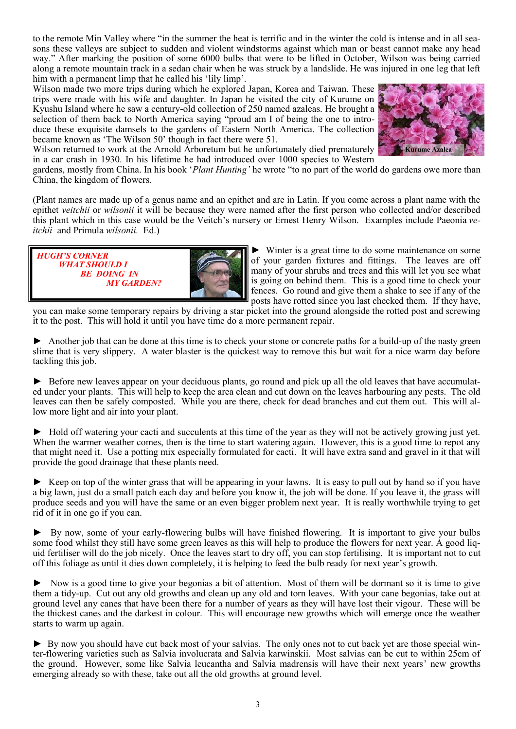to the remote Min Valley where "in the summer the heat is terrific and in the winter the cold is intense and in all seasons these valleys are subject to sudden and violent windstorms against which man or beast cannot make any head way." After marking the position of some 6000 bulbs that were to be lifted in October, Wilson was being carried along a remote mountain track in a sedan chair when he was struck by a landslide. He was injured in one leg that left him with a permanent limp that he called his 'lily limp'.

Wilson made two more trips during which he explored Japan, Korea and Taiwan. These trips were made with his wife and daughter. In Japan he visited the city of Kurume on Kyushu Island where he saw a century-old collection of 250 named azaleas. He brought a selection of them back to North America saying "proud am I of being the one to introduce these exquisite damsels to the gardens of Eastern North America. The collection became known as 'The Wilson 50' though in fact there were 51.

Kurume Azalea

Wilson returned to work at the Arnold Arboretum but he unfortunately died prematurely in a car crash in 1930. In his lifetime he had introduced over 1000 species to Western gardens, mostly from China. In his book '*Plant Hunting'* he wrote "to no part of the world do gardens owe more than China, the kingdom of flowers.

(Plant names are made up of a genus name and an epithet and are in Latin. If you come across a plant name with the epithet *veitchii* or *wilsonii* it will be because they were named after the first person who collected and/or described this plant which in this case would be the Veitch's nursery or Ernest Henry Wilson. Examples include Paeonia *veitchii* and Primula *wilsonii.* Ed.)

***HUGH'S CORNER***
***WHAT SHOULD I BE DOING IN MY GARDEN?***

► Winter is a great time to do some maintenance on some of your garden fixtures and fittings. The leaves are off many of your shrubs and trees and this will let you see what is going on behind them. This is a good time to check your fences. Go round and give them a shake to see if any of the posts have rotted since you last checked them. If they have, you can make some temporary repairs by driving a star picket into the ground alongside the rotted post and screwing it to the post. This will hold it until you have time do a more permanent repair.

► Another job that can be done at this time is to check your stone or concrete paths for a build-up of the nasty green slime that is very slippery. A water blaster is the quickest way to remove this but wait for a nice warm day before tackling this job.

► Before new leaves appear on your deciduous plants, go round and pick up all the old leaves that have accumulated under your plants. This will help to keep the area clean and cut down on the leaves harbouring any pests. The old leaves can then be safely composted. While you are there, check for dead branches and cut them out. This will allow more light and air into your plant.

► Hold off watering your cacti and succulents at this time of the year as they will not be actively growing just yet. When the warmer weather comes, then is the time to start watering again. However, this is a good time to repot any that might need it. Use a potting mix especially formulated for cacti. It will have extra sand and gravel in it that will provide the good drainage that these plants need.

► Keep on top of the winter grass that will be appearing in your lawns. It is easy to pull out by hand so if you have a big lawn, just do a small patch each day and before you know it, the job will be done. If you leave it, the grass will produce seeds and you will have the same or an even bigger problem next year. It is really worthwhile trying to get rid of it in one go if you can.

► By now, some of your early-flowering bulbs will have finished flowering. It is important to give your bulbs some food whilst they still have some green leaves as this will help to produce the flowers for next year. A good liquid fertiliser will do the job nicely. Once the leaves start to dry off, you can stop fertilising. It is important not to cut off this foliage as until it dies down completely, it is helping to feed the bulb ready for next year's growth.

► Now is a good time to give your begonias a bit of attention. Most of them will be dormant so it is time to give them a tidy-up. Cut out any old growths and clean up any old and torn leaves. With your cane begonias, take out at ground level any canes that have been there for a number of years as they will have lost their vigour. These will be the thickest canes and the darkest in colour. This will encourage new growths which will emerge once the weather starts to warm up again.

► By now you should have cut back most of your salvias. The only ones not to cut back yet are those special winter-flowering varieties such as Salvia involucrata and Salvia karwinskii. Most salvias can be cut to within 25cm of the ground. However, some like Salvia leucantha and Salvia madrensis will have their next years' new growths emerging already so with these, take out all the old growths at ground level.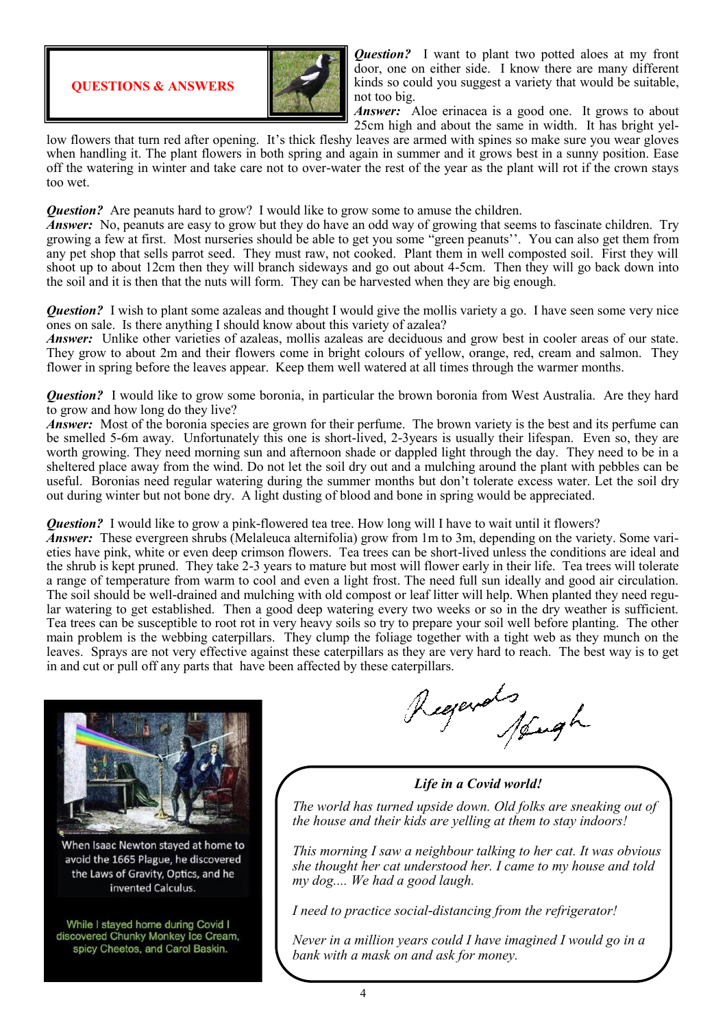## QUESTIONS & ANSWERS

***Question?*** I want to plant two potted aloes at my front door, one on either side. I know there are many different kinds so could you suggest a variety that would be suitable, not too big.

***Answer:*** Aloe erinacea is a good one. It grows to about 25cm high and about the same in width. It has bright yellow flowers that turn red after opening. It's thick fleshy leaves are armed with spines so make sure you wear gloves when handling it. The plant flowers in both spring and again in summer and it grows best in a sunny position. Ease off the watering in winter and take care not to over-water the rest of the year as the plant will rot if the crown stays too wet.

***Question?*** Are peanuts hard to grow? I would like to grow some to amuse the children.

***Answer:*** No, peanuts are easy to grow but they do have an odd way of growing that seems to fascinate children. Try growing a few at first. Most nurseries should be able to get you some "green peanuts''. You can also get them from any pet shop that sells parrot seed. They must raw, not cooked. Plant them in well composted soil. First they will shoot up to about 12cm then they will branch sideways and go out about 4-5cm. Then they will go back down into the soil and it is then that the nuts will form. They can be harvested when they are big enough.

***Question?*** I wish to plant some azaleas and thought I would give the mollis variety a go. I have seen some very nice ones on sale. Is there anything I should know about this variety of azalea?

***Answer:*** Unlike other varieties of azaleas, mollis azaleas are deciduous and grow best in cooler areas of our state. They grow to about 2m and their flowers come in bright colours of yellow, orange, red, cream and salmon. They flower in spring before the leaves appear. Keep them well watered at all times through the warmer months.

***Question?*** I would like to grow some boronia, in particular the brown boronia from West Australia. Are they hard to grow and how long do they live?

***Answer:*** Most of the boronia species are grown for their perfume. The brown variety is the best and its perfume can be smelled 5-6m away. Unfortunately this one is short-lived, 2-3years is usually their lifespan. Even so, they are worth growing. They need morning sun and afternoon shade or dappled light through the day. They need to be in a sheltered place away from the wind. Do not let the soil dry out and a mulching around the plant with pebbles can be useful. Boronias need regular watering during the summer months but don't tolerate excess water. Let the soil dry out during winter but not bone dry. A light dusting of blood and bone in spring would be appreciated.

***Question?*** I would like to grow a pink-flowered tea tree. How long will I have to wait until it flowers?

***Answer:*** These evergreen shrubs (Melaleuca alternifolia) grow from 1m to 3m, depending on the variety. Some varieties have pink, white or even deep crimson flowers. Tea trees can be short-lived unless the conditions are ideal and the shrub is kept pruned. They take 2-3 years to mature but most will flower early in their life. Tea trees will tolerate a range of temperature from warm to cool and even a light frost. The need full sun ideally and good air circulation. The soil should be well-drained and mulching with old compost or leaf litter will help. When planted they need regular watering to get established. Then a good deep watering every two weeks or so in the dry weather is sufficient. Tea trees can be susceptible to root rot in very heavy soils so try to prepare your soil well before planting. The other main problem is the webbing caterpillars. They clump the foliage together with a tight web as they munch on the leaves. Sprays are not very effective against these caterpillars as they are very hard to reach. The best way is to get in and cut or pull off any parts that have been affected by these caterpillars.

Regards Hugh

When Isaac Newton stayed at home to avoid the 1665 Plague, he discovered the Laws of Gravity, Optics, and he invented Calculus.

While I stayed home during Covid I discovered Chunky Monkey Ice Cream, spicy Cheetos, and Carol Baskin.

***Life in a Covid world!***

*The world has turned upside down. Old folks are sneaking out of the house and their kids are yelling at them to stay indoors!*

*This morning I saw a neighbour talking to her cat. It was obvious she thought her cat understood her. I came to my house and told my dog.... We had a good laugh.*

*I need to practice social-distancing from the refrigerator!*

*Never in a million years could I have imagined I would go in a bank with a mask on and ask for money.*